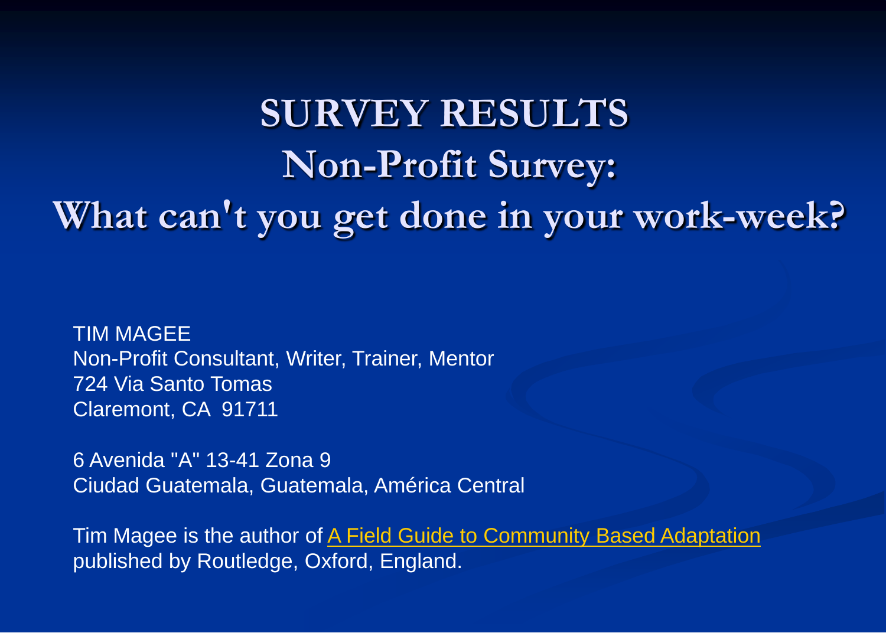# SURVEY RESULTS
## Non-Profit Survey:
## What can't you get done in your work-week?

TIM MAGEE
Non-Profit Consultant, Writer, Trainer, Mentor
724 Via Santo Tomas
Claremont, CA 91711

6 Avenida "A" 13-41 Zona 9
Ciudad Guatemala, Guatemala, América Central

Tim Magee is the author of A Field Guide to Community Based Adaptation published by Routledge, Oxford, England.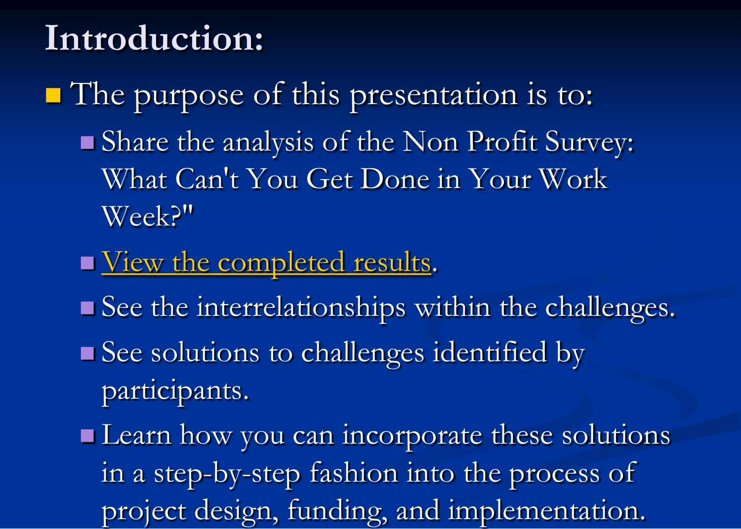# Introduction:

- The purpose of this presentation is to:
  - Share the analysis of the Non Profit Survey: What Can't You Get Done in Your Work Week?"
  - View the completed results.
  - See the interrelationships within the challenges.
  - See solutions to challenges identified by participants.
  - Learn how you can incorporate these solutions in a step-by-step fashion into the process of project design, funding, and implementation.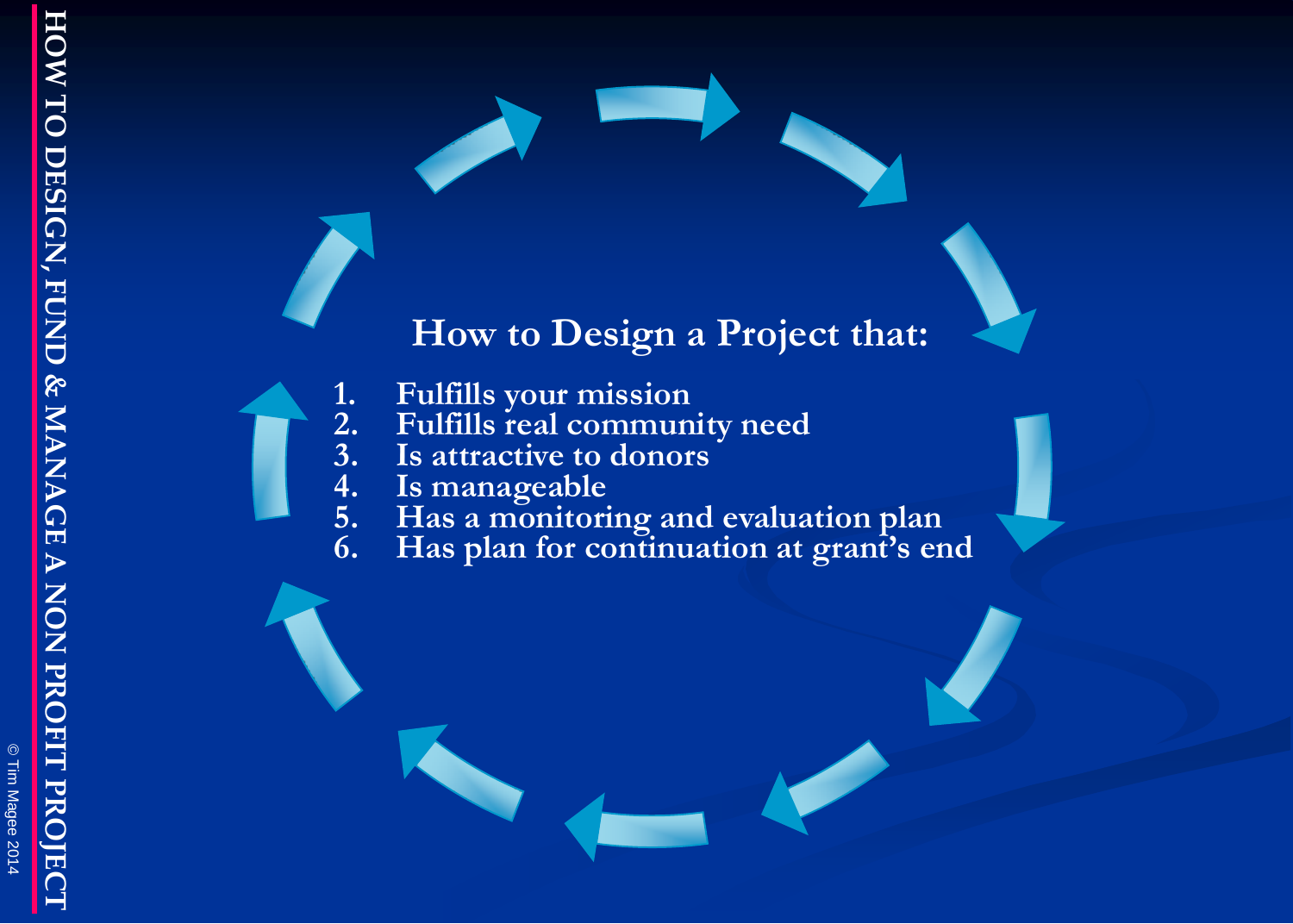## How to Design a Project that:

1. Fulfills your mission
2. Fulfills real community need
3. Is attractive to donors
4. Is manageable
5. Has a monitoring and evaluation plan
6. Has plan for continuation at grant's end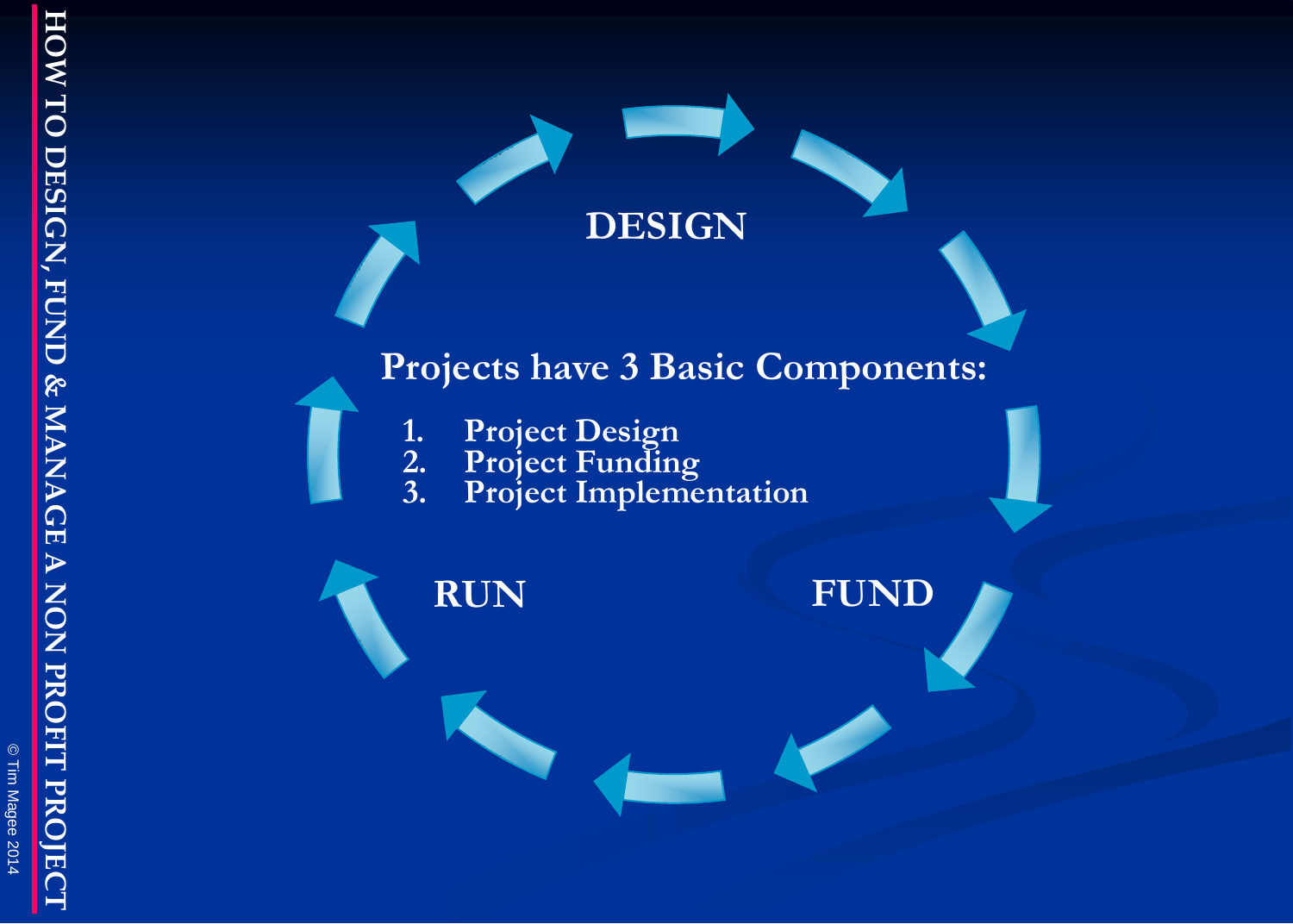DESIGN

**Projects have 3 Basic Components:**

1. Project Design
2. Project Funding
3. Project Implementation

RUN

FUND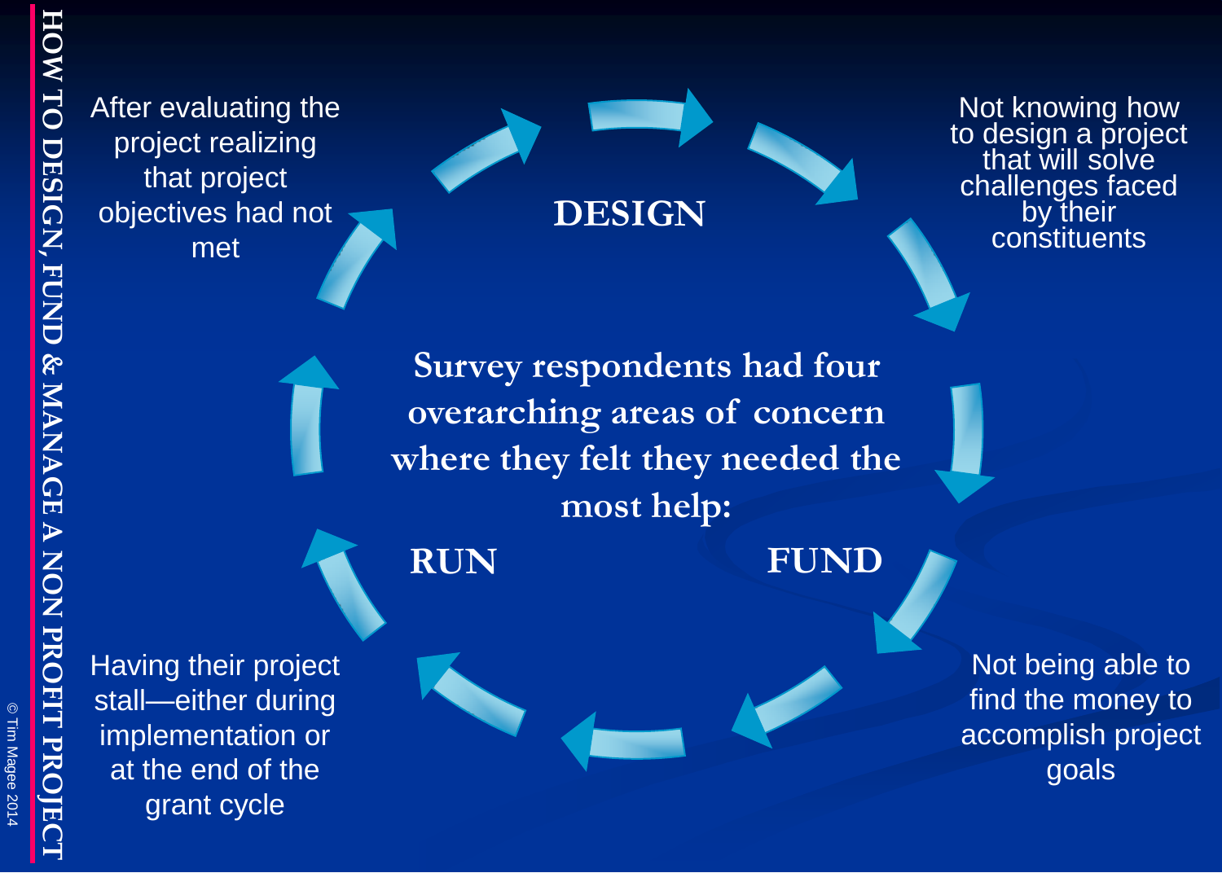Survey respondents had four overarching areas of concern where they felt they needed the most help:

**DESIGN**

Not knowing how to design a project that will solve challenges faced by their constituents

**FUND**

Not being able to find the money to accomplish project goals

**RUN**

Having their project stall—either during implementation or at the end of the grant cycle

After evaluating the project realizing that project objectives had not met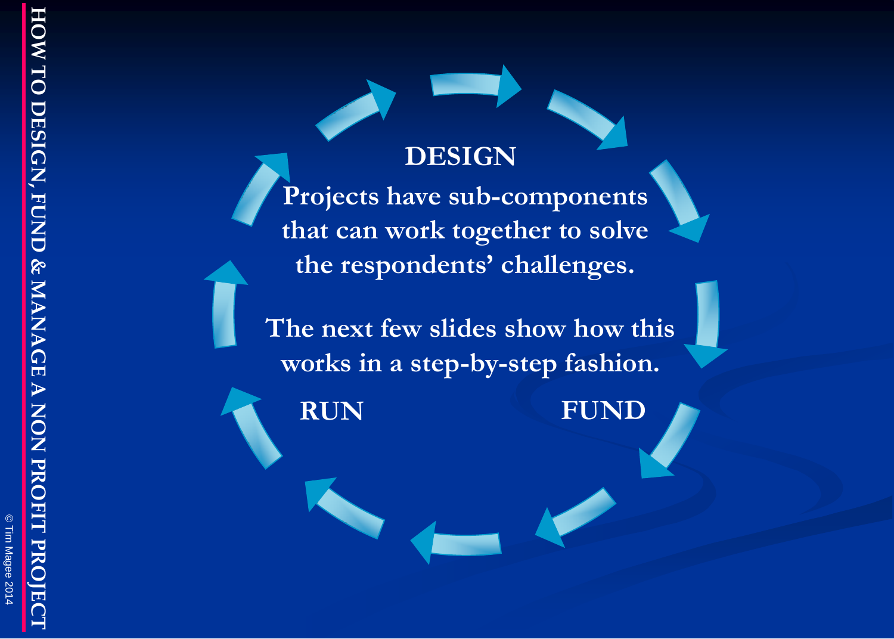**DESIGN**

Projects have sub-components that can work together to solve the respondents' challenges.

The next few slides show how this works in a step-by-step fashion.

**RUN**

**FUND**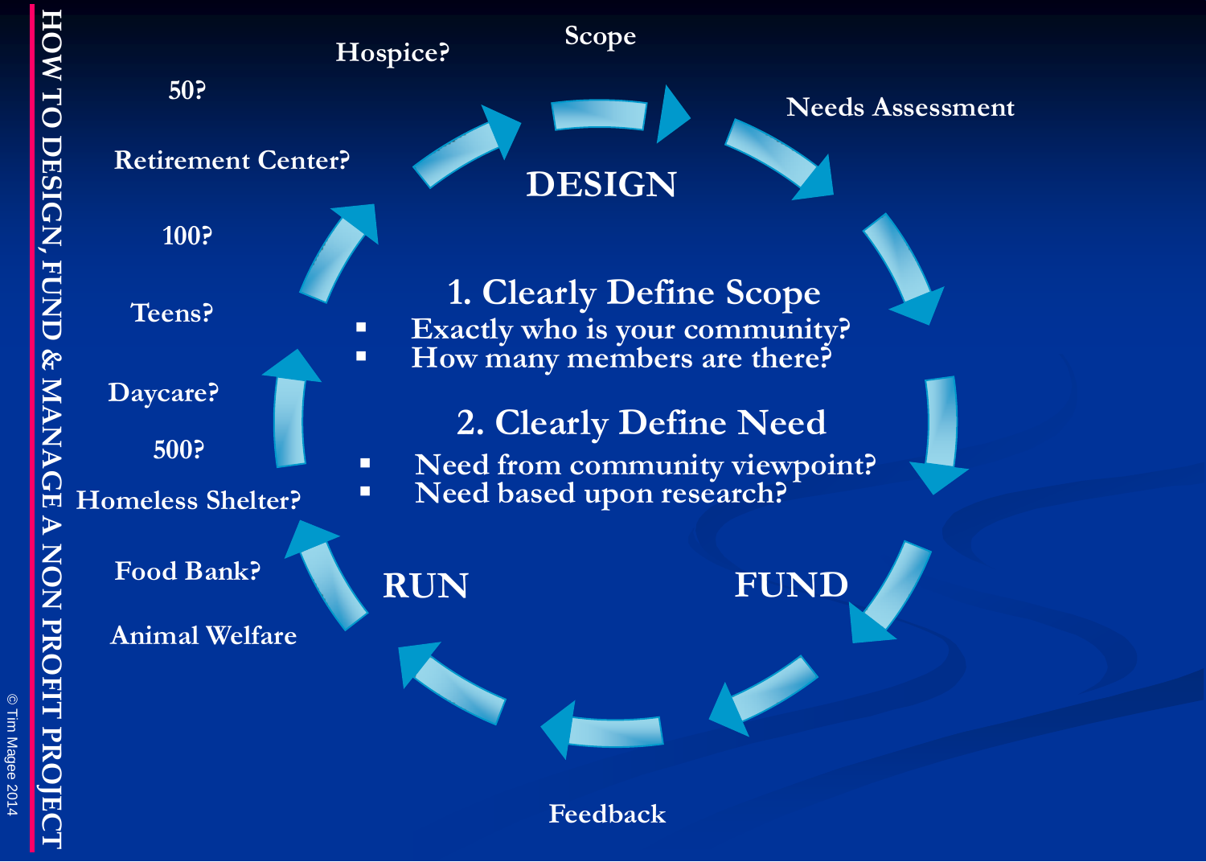# HOW TO DESIGN, FUND & MANAGE A NON PROFIT PROJECT

Hospice?

50?

Retirement Center?

100?

Teens?

Daycare?

500?

Homeless Shelter?

Food Bank?

Animal Welfare

Scope

Needs Assessment

Feedback

DESIGN

FUND

RUN

## 1. Clearly Define Scope

- Exactly who is your community?
- How many members are there?

## 2. Clearly Define Need

- Need from community viewpoint?
- Need based upon research?

© Tim Magee 2014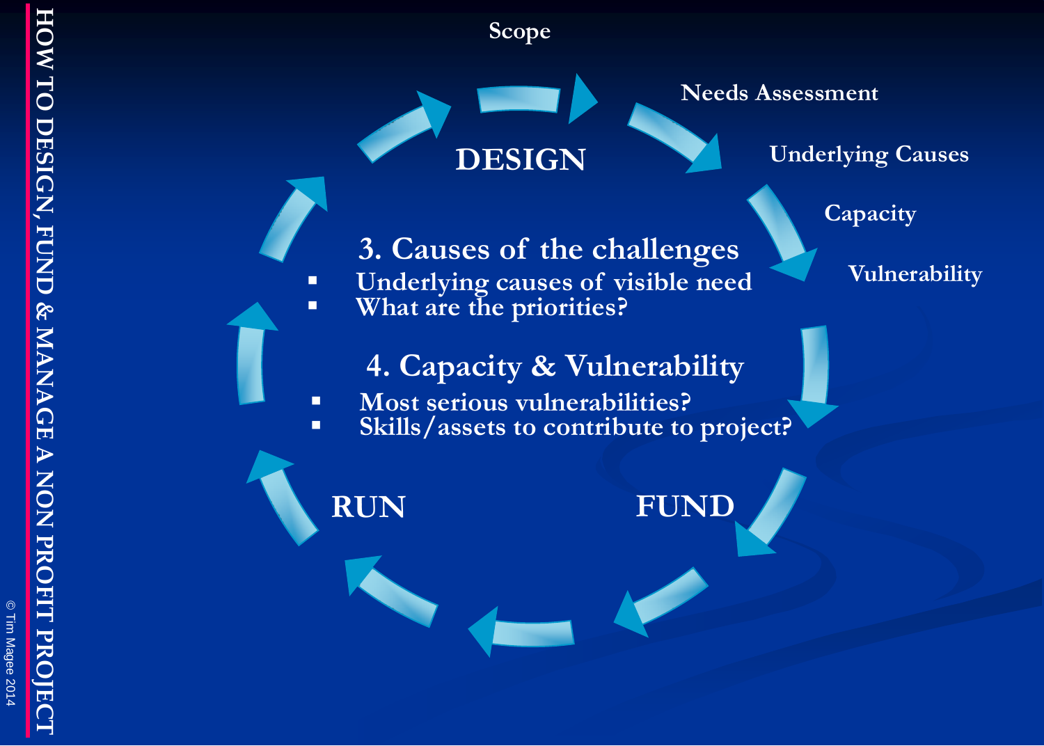Scope

Needs Assessment

Underlying Causes

Capacity

Vulnerability

DESIGN

### 3. Causes of the challenges

- Underlying causes of visible need
- What are the priorities?

### 4. Capacity & Vulnerability

- Most serious vulnerabilities?
- Skills/assets to contribute to project?

RUN

FUND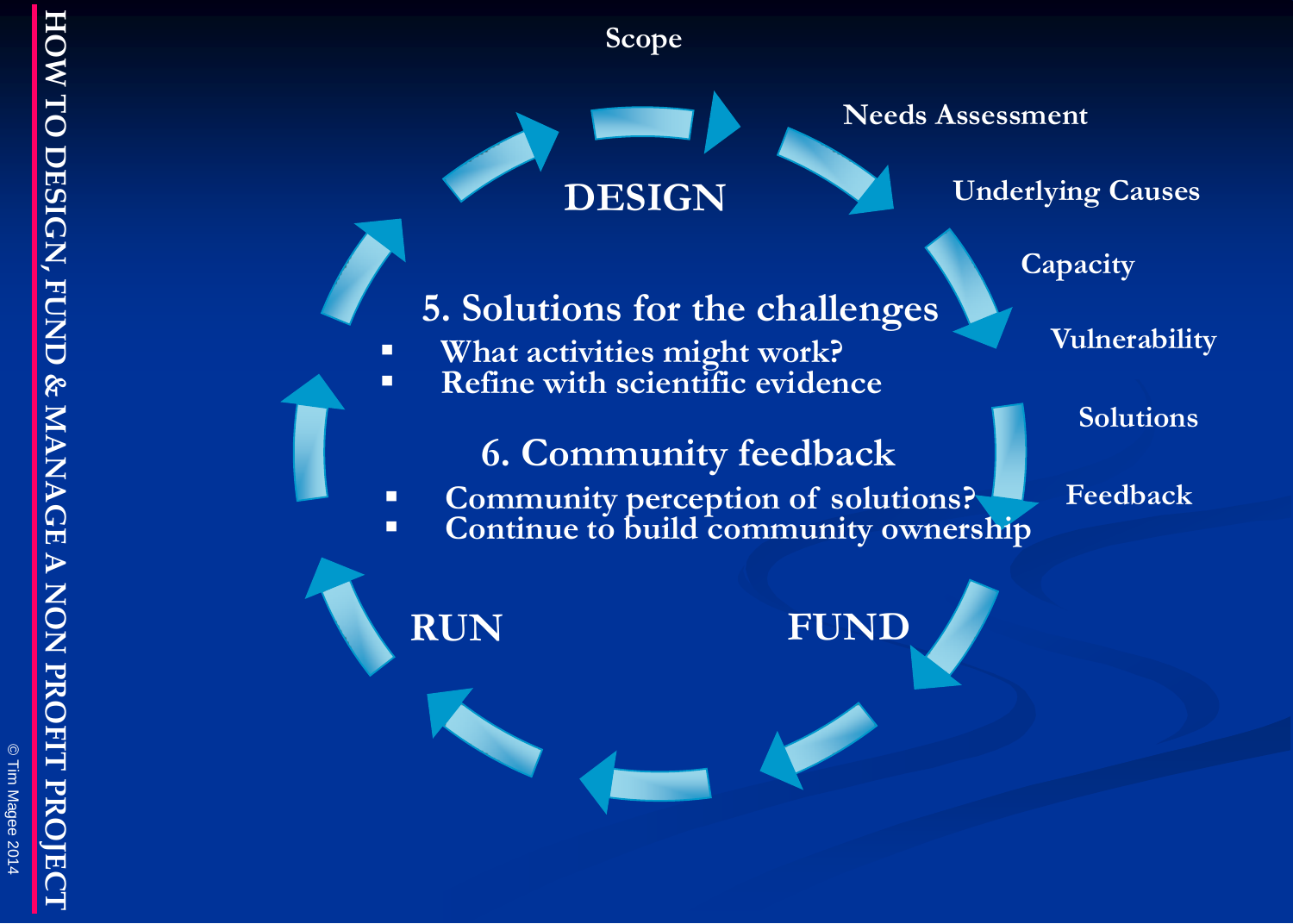# HOW TO DESIGN, FUND & MANAGE A NON PROFIT PROJECT

DESIGN

- Scope
- Needs Assessment
- Underlying Causes
- Capacity
- Vulnerability
- Solutions
- Feedback

FUND

RUN

## 5. Solutions for the challenges

- What activities might work?
- Refine with scientific evidence

## 6. Community feedback

- Community perception of solutions?
- Continue to build community ownership

© Tim Magee 2014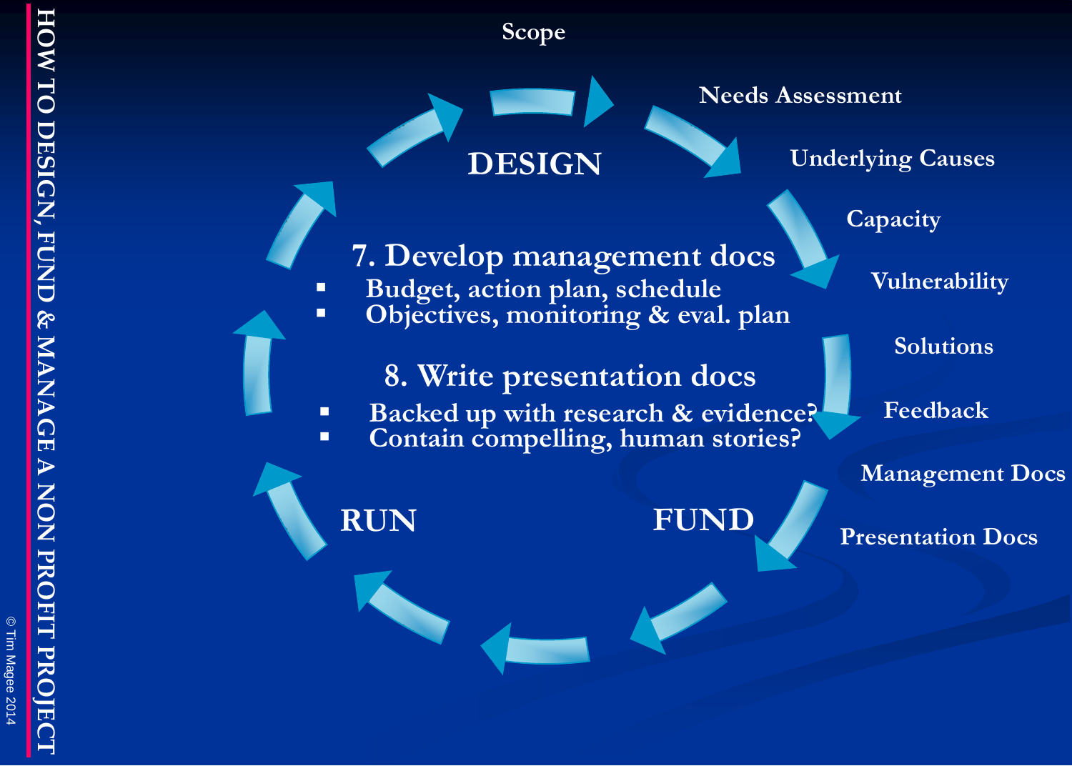Scope

Needs Assessment

Underlying Causes

Capacity

Vulnerability

Solutions

Feedback

Management Docs

Presentation Docs

DESIGN

## 7. Develop management docs

- Budget, action plan, schedule
- Objectives, monitoring & eval. plan

## 8. Write presentation docs

- Backed up with research & evidence?
- Contain compelling, human stories?

RUN

FUND

HOW TO DESIGN, FUND & MANAGE A NON PROFIT PROJECT

© Tim Magee 2014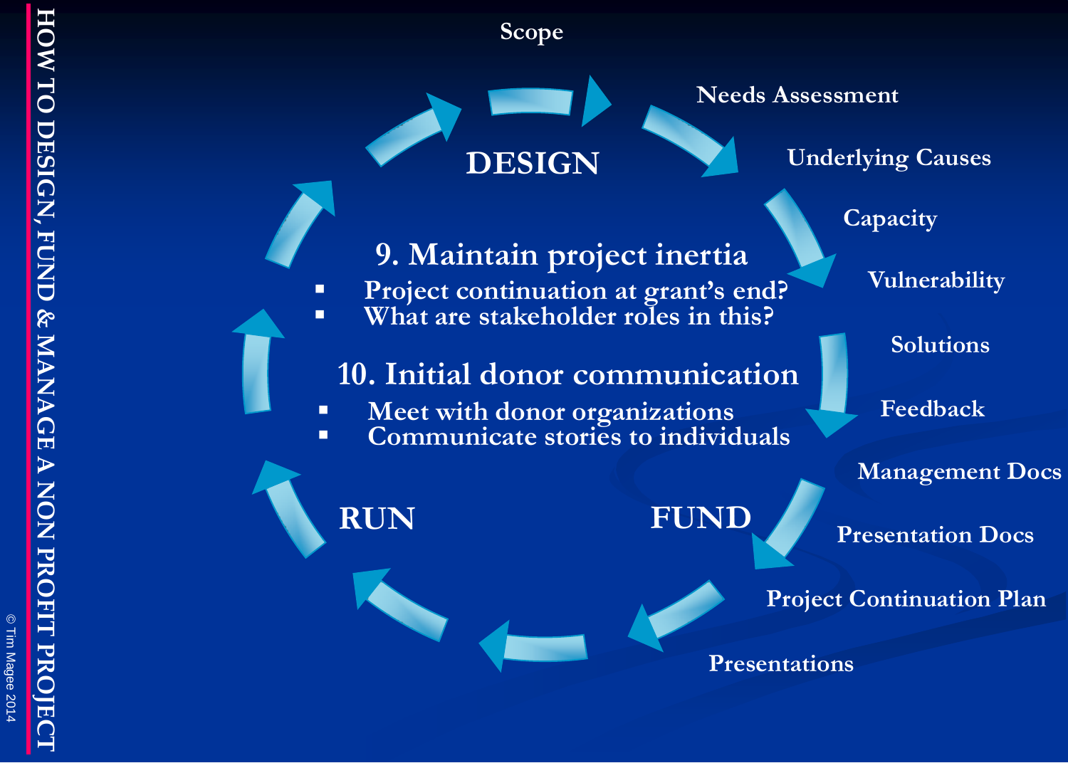## 9. Maintain project inertia

- Project continuation at grant's end?
- What are stakeholder roles in this?

## 10. Initial donor communication

- Meet with donor organizations
- Communicate stories to individuals

DESIGN

FUND

RUN

Scope

Needs Assessment

Underlying Causes

Capacity

Vulnerability

Solutions

Feedback

Management Docs

Presentation Docs

Project Continuation Plan

Presentations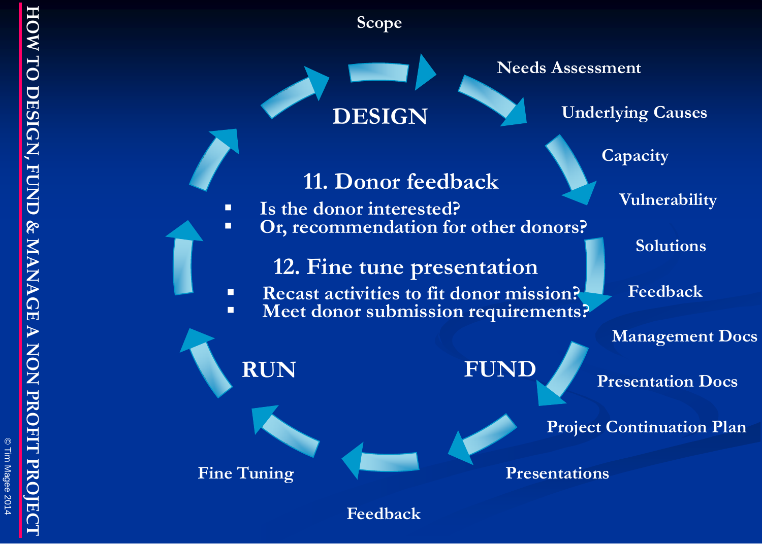HOW TO DESIGN, FUND & MANAGE A NON PROFIT PROJECT

## 11. Donor feedback

- Is the donor interested?
- Or, recommendation for other donors?

## 12. Fine tune presentation

- Recast activities to fit donor mission?
- Meet donor submission requirements?

DESIGN

Scope

Needs Assessment

Underlying Causes

Capacity

Vulnerability

Solutions

Feedback

FUND

Management Docs

Presentation Docs

Project Continuation Plan

Presentations

Feedback

RUN

Fine Tuning

© Tim Magee 2014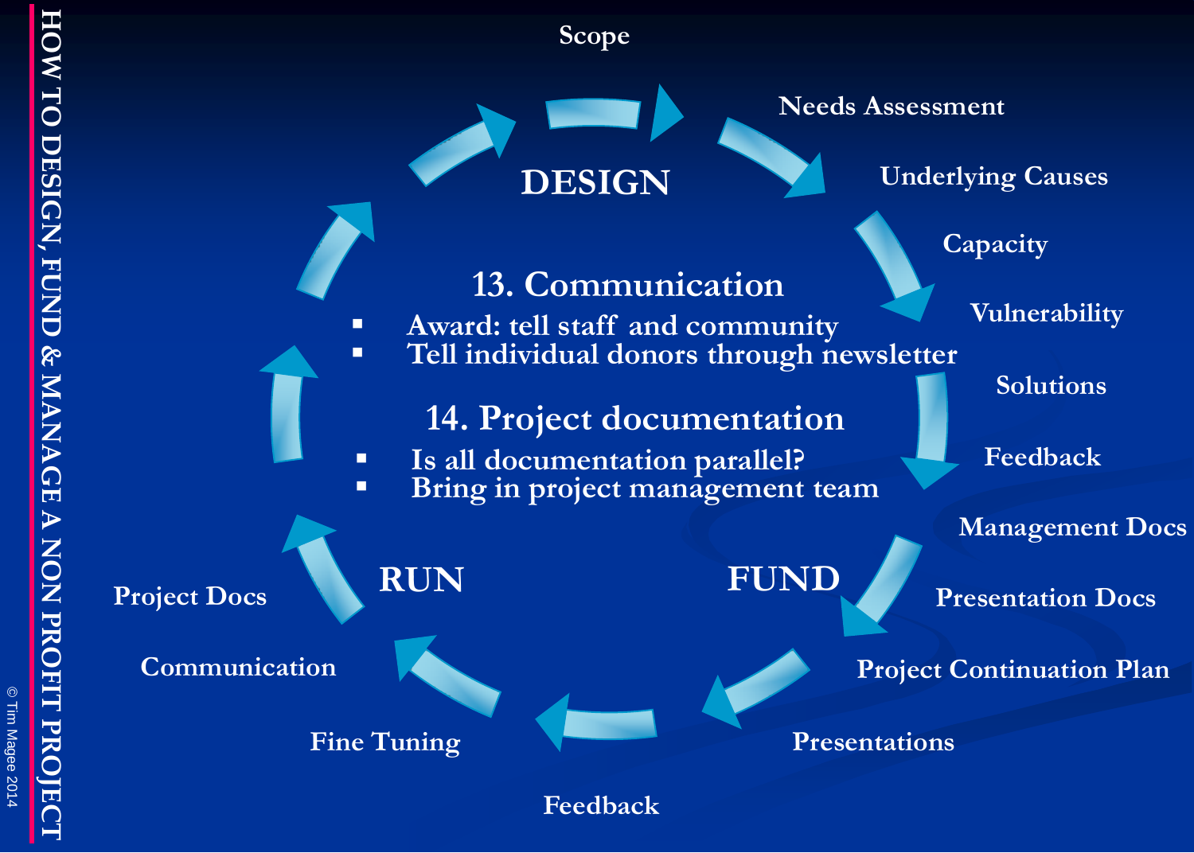HOW TO DESIGN, FUND & MANAGE A NON PROFIT PROJECT

## DESIGN

- Scope
- Needs Assessment
- Underlying Causes
- Capacity
- Vulnerability
- Solutions
- Feedback

## FUND

- Management Docs
- Presentation Docs
- Project Continuation Plan
- Presentations

## RUN

- Feedback
- Fine Tuning
- Communication
- Project Docs

### 13. Communication

- Award: tell staff and community
- Tell individual donors through newsletter

### 14. Project documentation

- Is all documentation parallel?
- Bring in project management team

© Tim Magee 2014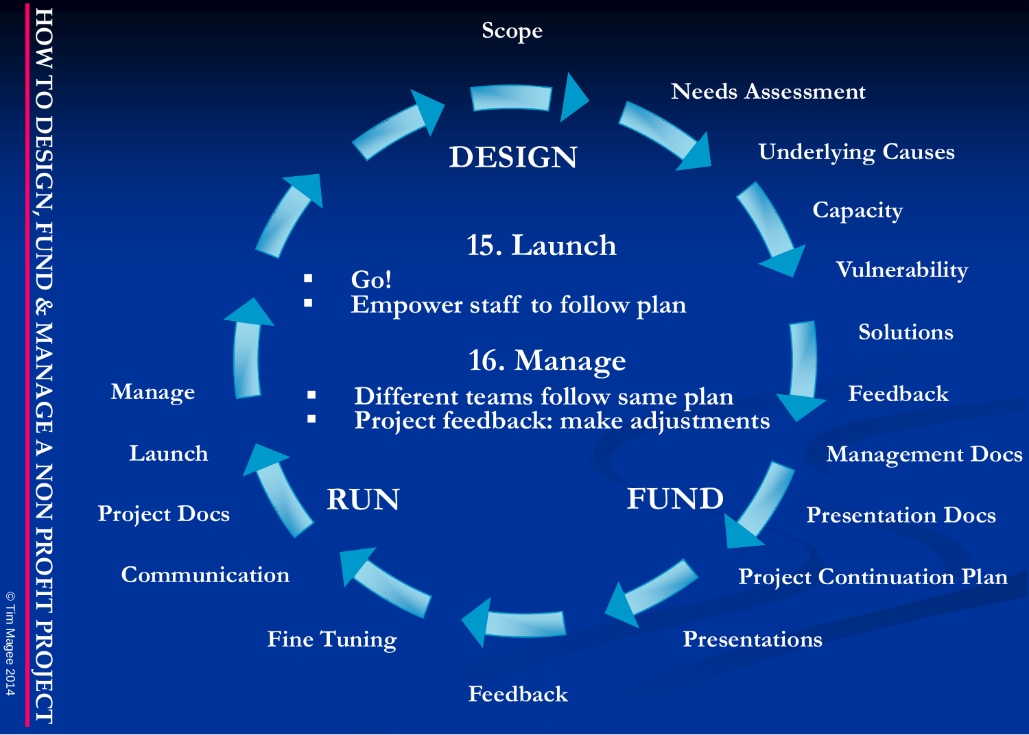# HOW TO DESIGN, FUND & MANAGE A NON PROFIT PROJECT

## DESIGN

- Scope
- Needs Assessment
- Underlying Causes
- Capacity
- Vulnerability
- Solutions
- Feedback

## FUND

- Management Docs
- Presentation Docs
- Project Continuation Plan
- Presentations
- Feedback

## RUN

- Fine Tuning
- Communication
- Project Docs
- Launch
- Manage

## 15. Launch

- Go!
- Empower staff to follow plan

## 16. Manage

- Different teams follow same plan
- Project feedback: make adjustments

© Tim Magee 2014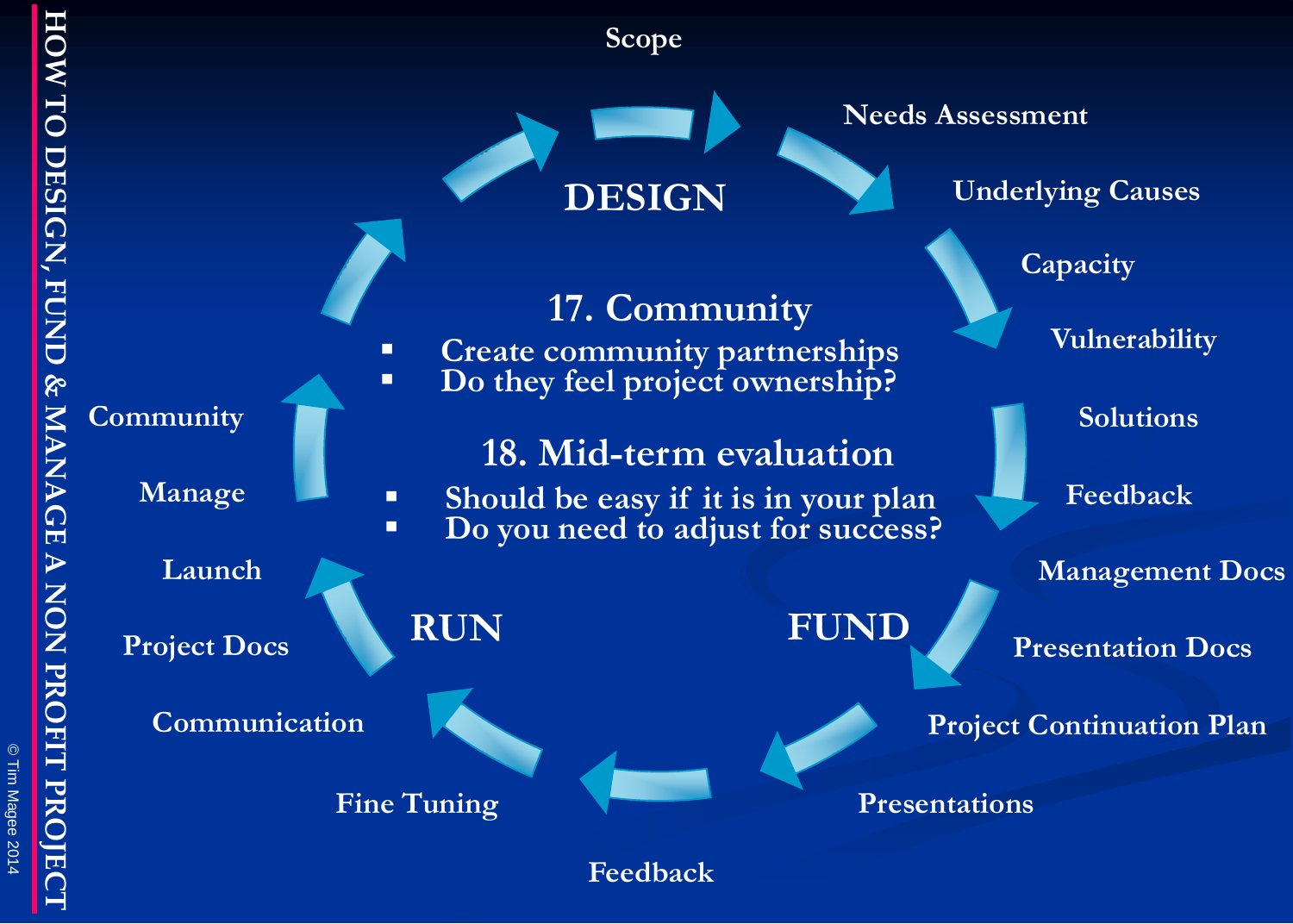# HOW TO DESIGN, FUND & MANAGE A NON PROFIT PROJECT

## DESIGN

- Scope
- Needs Assessment
- Underlying Causes
- Capacity
- Vulnerability
- Solutions
- Feedback

## FUND

- Management Docs
- Presentation Docs
- Project Continuation Plan
- Presentations
- Feedback

## RUN

- Fine Tuning
- Communication
- Project Docs
- Launch
- Manage
- Community

### 17. Community

- Create community partnerships
- Do they feel project ownership?

### 18. Mid-term evaluation

- Should be easy if it is in your plan
- Do you need to adjust for success?

© Tim Magee 2014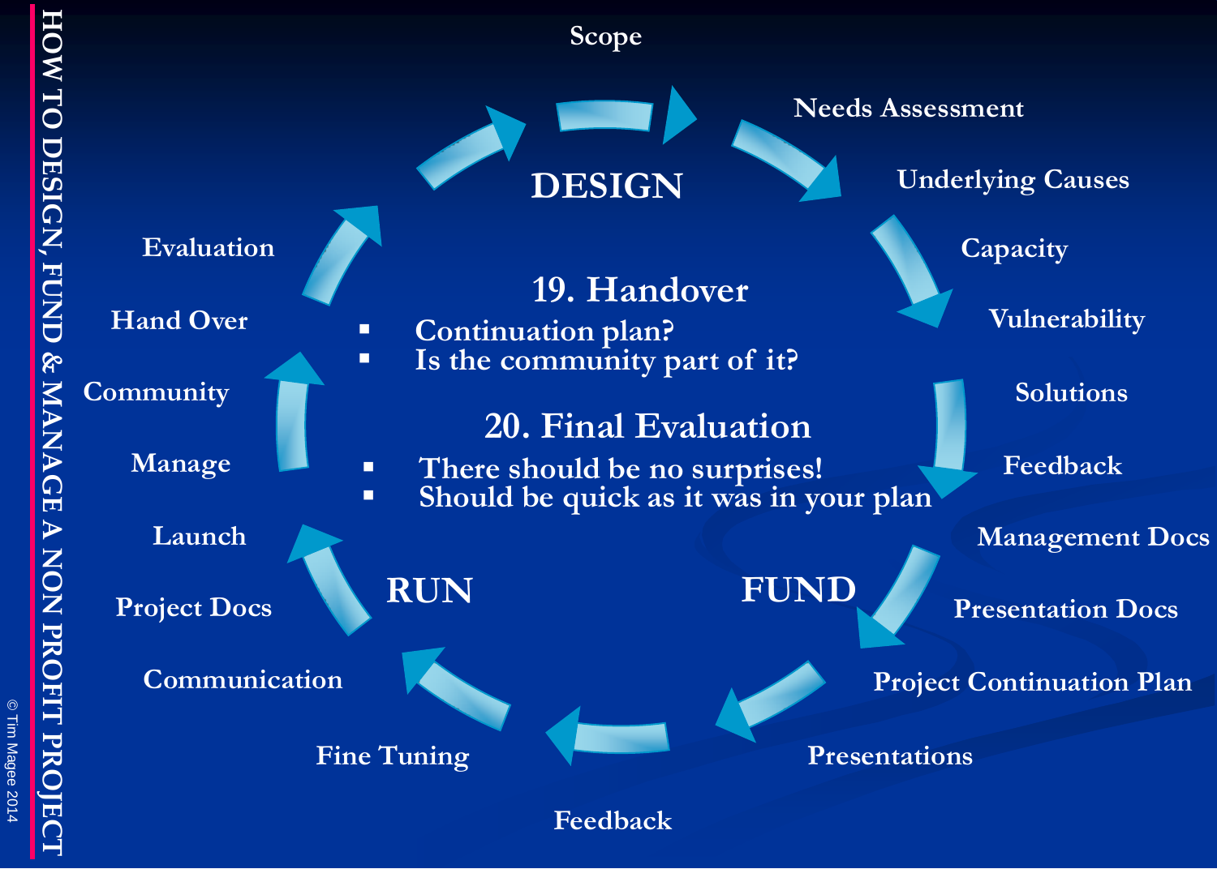HOW TO DESIGN, FUND & MANAGE A NON PROFIT PROJECT

## DESIGN

- Scope
- Needs Assessment
- Underlying Causes
- Capacity
- Vulnerability
- Solutions
- Feedback

## FUND

- Management Docs
- Presentation Docs
- Project Continuation Plan
- Presentations

## RUN

- Feedback
- Fine Tuning
- Communication
- Project Docs
- Launch
- Manage
- Community
- Hand Over
- Evaluation

### 19. Handover

- Continuation plan?
- Is the community part of it?

### 20. Final Evaluation

- There should be no surprises!
- Should be quick as it was in your plan

© Tim Magee 2014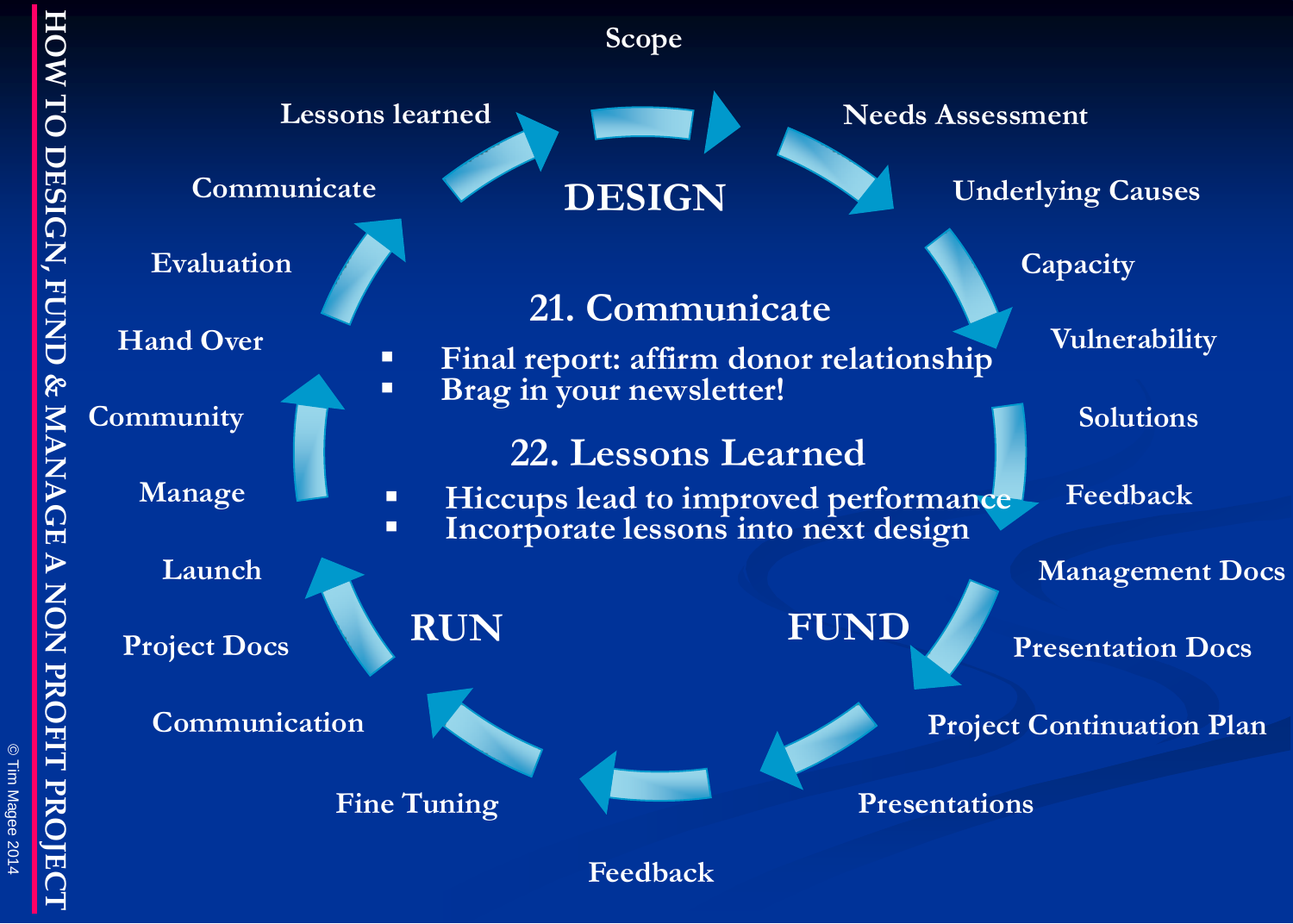# HOW TO DESIGN, FUND & MANAGE A NON PROFIT PROJECT

## DESIGN

Scope

Needs Assessment

Underlying Causes

Capacity

Vulnerability

Solutions

Feedback

## FUND

Management Docs

Presentation Docs

Project Continuation Plan

Presentations

## RUN

Feedback

Fine Tuning

Communication

Project Docs

Launch

Manage

Community

Hand Over

Evaluation

Communicate

Lessons learned

## 21. Communicate

- Final report: affirm donor relationship
- Brag in your newsletter!

## 22. Lessons Learned

- Hiccups lead to improved performance
- Incorporate lessons into next design

© Tim Magee 2014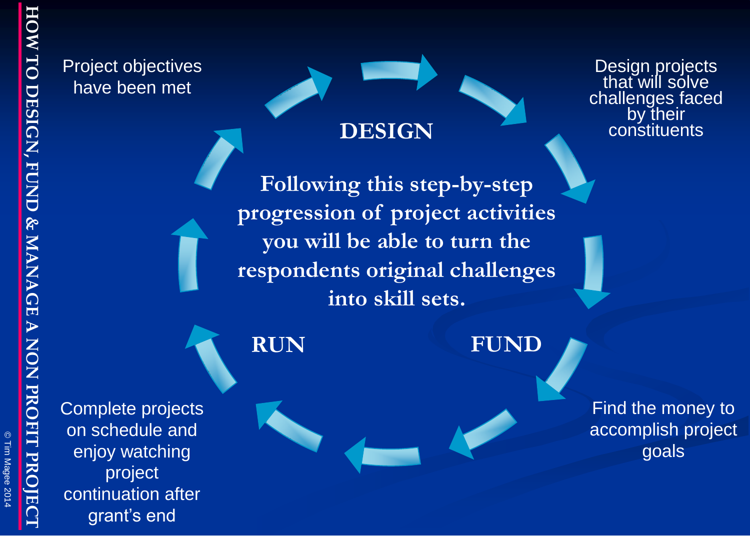Project objectives have been met

Design projects that will solve challenges faced by their constituents

DESIGN

**Following this step-by-step progression of project activities you will be able to turn the respondents original challenges into skill sets.**

RUN

FUND

Complete projects on schedule and enjoy watching project continuation after grant's end

Find the money to accomplish project goals